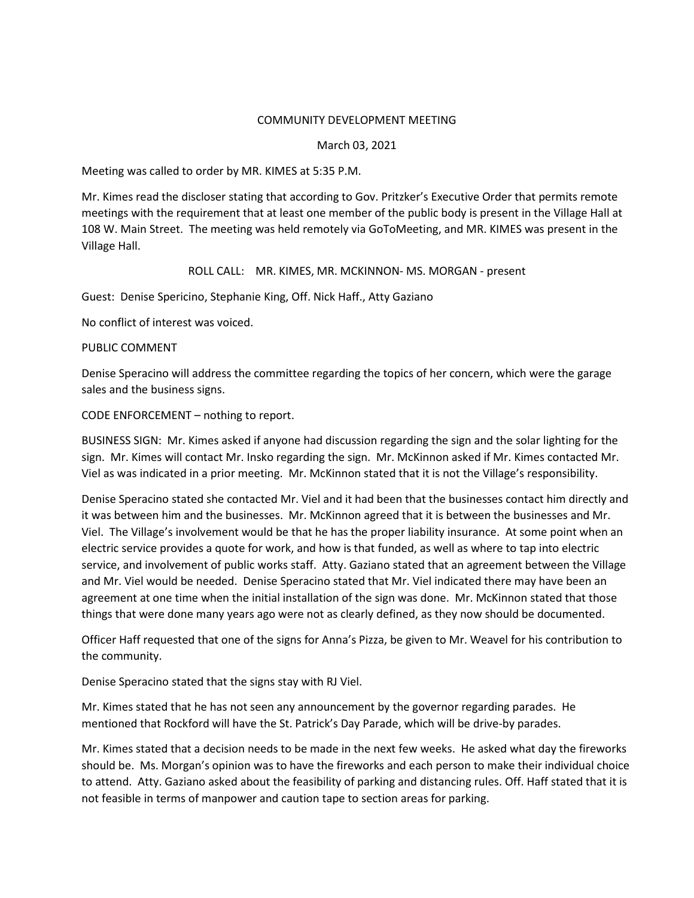COMMUNITY DEVELOPMENT MEETING

March 03, 2021

Meeting was called to order by MR. KIMES at 5:35 P.M.

Mr. Kimes read the discloser stating that according to Gov. Pritzker's Executive Order that permits remote meetings with the requirement that at least one member of the public body is present in the Village Hall at 108 W. Main Street. The meeting was held remotely via GoToMeeting, and MR. KIMES was present in the Village Hall.

ROLL CALL: MR. KIMES, MR. MCKINNON- MS. MORGAN - present

Guest: Denise Spericino, Stephanie King, Off. Nick Haff., Atty Gaziano

No conflict of interest was voiced.

PUBLIC COMMENT

Denise Speracino will address the committee regarding the topics of her concern, which were the garage sales and the business signs.

CODE ENFORCEMENT – nothing to report.

BUSINESS SIGN: Mr. Kimes asked if anyone had discussion regarding the sign and the solar lighting for the sign. Mr. Kimes will contact Mr. Insko regarding the sign. Mr. McKinnon asked if Mr. Kimes contacted Mr. Viel as was indicated in a prior meeting. Mr. McKinnon stated that it is not the Village's responsibility.

Denise Speracino stated she contacted Mr. Viel and it had been that the businesses contact him directly and it was between him and the businesses. Mr. McKinnon agreed that it is between the businesses and Mr. Viel. The Village's involvement would be that he has the proper liability insurance. At some point when an electric service provides a quote for work, and how is that funded, as well as where to tap into electric service, and involvement of public works staff. Atty. Gaziano stated that an agreement between the Village and Mr. Viel would be needed. Denise Speracino stated that Mr. Viel indicated there may have been an agreement at one time when the initial installation of the sign was done. Mr. McKinnon stated that those things that were done many years ago were not as clearly defined, as they now should be documented.

Officer Haff requested that one of the signs for Anna's Pizza, be given to Mr. Weavel for his contribution to the community.

Denise Speracino stated that the signs stay with RJ Viel.

Mr. Kimes stated that he has not seen any announcement by the governor regarding parades. He mentioned that Rockford will have the St. Patrick's Day Parade, which will be drive-by parades.

Mr. Kimes stated that a decision needs to be made in the next few weeks. He asked what day the fireworks should be. Ms. Morgan's opinion was to have the fireworks and each person to make their individual choice to attend. Atty. Gaziano asked about the feasibility of parking and distancing rules. Off. Haff stated that it is not feasible in terms of manpower and caution tape to section areas for parking.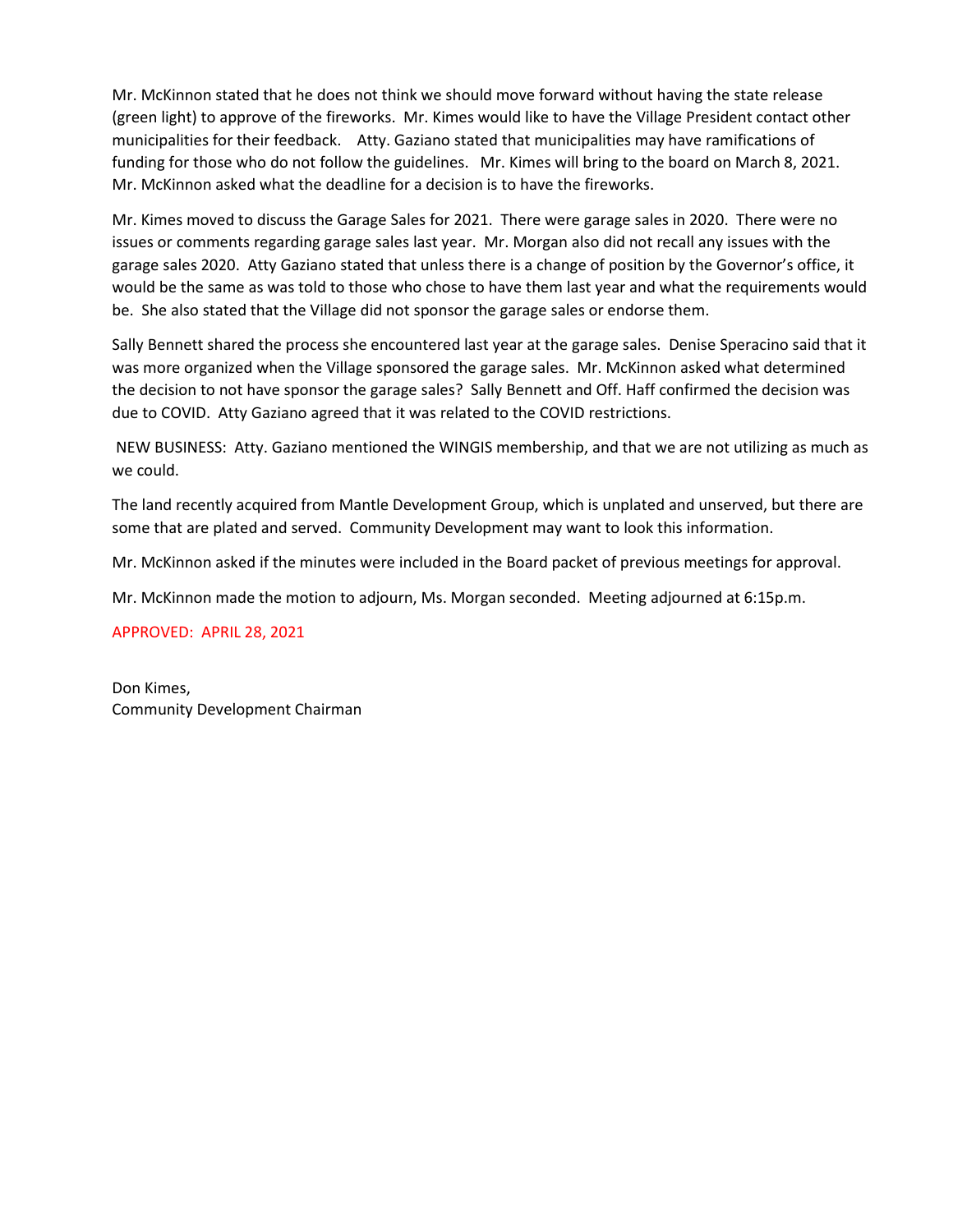Mr. McKinnon stated that he does not think we should move forward without having the state release (green light) to approve of the fireworks. Mr. Kimes would like to have the Village President contact other municipalities for their feedback. Atty. Gaziano stated that municipalities may have ramifications of funding for those who do not follow the guidelines. Mr. Kimes will bring to the board on March 8, 2021. Mr. McKinnon asked what the deadline for a decision is to have the fireworks.

Mr. Kimes moved to discuss the Garage Sales for 2021. There were garage sales in 2020. There were no issues or comments regarding garage sales last year. Mr. Morgan also did not recall any issues with the garage sales 2020. Atty Gaziano stated that unless there is a change of position by the Governor's office, it would be the same as was told to those who chose to have them last year and what the requirements would be. She also stated that the Village did not sponsor the garage sales or endorse them.

Sally Bennett shared the process she encountered last year at the garage sales. Denise Speracino said that it was more organized when the Village sponsored the garage sales. Mr. McKinnon asked what determined the decision to not have sponsor the garage sales? Sally Bennett and Off. Haff confirmed the decision was due to COVID. Atty Gaziano agreed that it was related to the COVID restrictions.

NEW BUSINESS: Atty. Gaziano mentioned the WINGIS membership, and that we are not utilizing as much as we could.

The land recently acquired from Mantle Development Group, which is unplated and unserved, but there are some that are plated and served. Community Development may want to look this information.

Mr. McKinnon asked if the minutes were included in the Board packet of previous meetings for approval.

Mr. McKinnon made the motion to adjourn, Ms. Morgan seconded. Meeting adjourned at 6:15p.m.

APPROVED: APRIL 28, 2021

Don Kimes,
Community Development Chairman